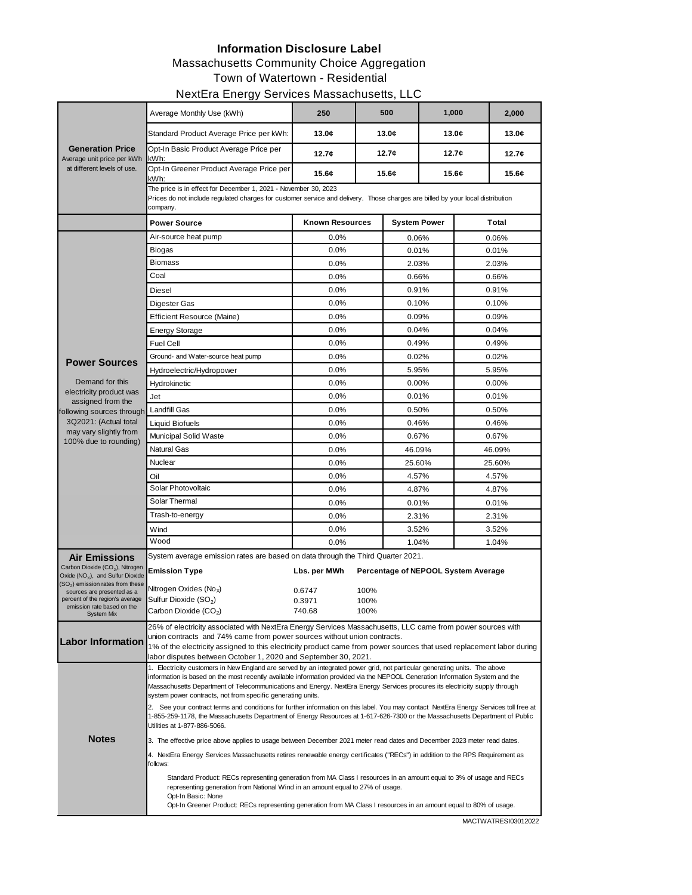# Information Disclosure Label

Massachusetts Community Choice Aggregation

Town of Watertown - Residential

NextEra Energy Services Massachusetts, LLC

## Generation Price

Average unit price per kWh at different levels of use.

| Average Monthly Use (kWh) | 250 | 500 | 1,000 | 2,000 |
|---|---|---|---|---|
| Standard Product Average Price per kWh: | 13.0¢ | 13.0¢ | 13.0¢ | 13.0¢ |
| Opt-In Basic Product Average Price per kWh: | 12.7¢ | 12.7¢ | 12.7¢ | 12.7¢ |
| Opt-In Greener Product Average Price per kWh: | 15.6¢ | 15.6¢ | 15.6¢ | 15.6¢ |

The price is in effect for December 1, 2021 - November 30, 2023

Prices do not include regulated charges for customer service and delivery. Those charges are billed by your local distribution company.

## Power Sources

Demand for this electricity product was assigned from the following sources through 3Q2021: (Actual total may vary slightly from 100% due to rounding)

| Power Source | Known Resources | System Power | Total |
|---|---|---|---|
| Air-source heat pump | 0.0% | 0.06% | 0.06% |
| Biogas | 0.0% | 0.01% | 0.01% |
| Biomass | 0.0% | 2.03% | 2.03% |
| Coal | 0.0% | 0.66% | 0.66% |
| Diesel | 0.0% | 0.91% | 0.91% |
| Digester Gas | 0.0% | 0.10% | 0.10% |
| Efficient Resource (Maine) | 0.0% | 0.09% | 0.09% |
| Energy Storage | 0.0% | 0.04% | 0.04% |
| Fuel Cell | 0.0% | 0.49% | 0.49% |
| Ground- and Water-source heat pump | 0.0% | 0.02% | 0.02% |
| Hydroelectric/Hydropower | 0.0% | 5.95% | 5.95% |
| Hydrokinetic | 0.0% | 0.00% | 0.00% |
| Jet | 0.0% | 0.01% | 0.01% |
| Landfill Gas | 0.0% | 0.50% | 0.50% |
| Liquid Biofuels | 0.0% | 0.46% | 0.46% |
| Municipal Solid Waste | 0.0% | 0.67% | 0.67% |
| Natural Gas | 0.0% | 46.09% | 46.09% |
| Nuclear | 0.0% | 25.60% | 25.60% |
| Oil | 0.0% | 4.57% | 4.57% |
| Solar Photovoltaic | 0.0% | 4.87% | 4.87% |
| Solar Thermal | 0.0% | 0.01% | 0.01% |
| Trash-to-energy | 0.0% | 2.31% | 2.31% |
| Wind | 0.0% | 3.52% | 3.52% |
| Wood | 0.0% | 1.04% | 1.04% |

## Air Emissions

Carbon Dioxide ($CO_2$), Nitrogen Oxide ($NO_X$), and Sulfur Dioxide ($SO_2$) emission rates from these sources are presented as a percent of the region's average emission rate based on the System Mix

System average emission rates are based on data through the Third Quarter 2021.

| Emission Type | Lbs. per MWh | Percentage of NEPOOL System Average |
|---|---|---|
| Nitrogen Oxides ($No_X$) | 0.6747 | 100% |
| Sulfur Dioxide ($SO_2$) | 0.3971 | 100% |
| Carbon Dioxide ($CO_2$) | 740.68 | 100% |

## Labor Information

26% of electricity associated with NextEra Energy Services Massachusetts, LLC came from power sources with union contracts and 74% came from power sources without union contracts.

1% of the electricity assigned to this electricity product came from power sources that used replacement labor during labor disputes between October 1, 2020 and September 30, 2021.

## Notes

1. Electricity customers in New England are served by an integrated power grid, not particular generating units. The above information is based on the most recently available information provided via the NEPOOL Generation Information System and the Massachusetts Department of Telecommunications and Energy. NextEra Energy Services procures its electricity supply through system power contracts, not from specific generating units.

2. See your contract terms and conditions for further information on this label. You may contact NextEra Energy Services toll free at 1-855-259-1178, the Massachusetts Department of Energy Resources at 1-617-626-7300 or the Massachusetts Department of Public Utilities at 1-877-886-5066.

3. The effective price above applies to usage between December 2021 meter read dates and December 2023 meter read dates.

4. NextEra Energy Services Massachusetts retires renewable energy certificates ("RECs") in addition to the RPS Requirement as follows:

   Standard Product: RECs representing generation from MA Class I resources in an amount equal to 3% of usage and RECs representing generation from National Wind in an amount equal to 27% of usage.
   Opt-In Basic: None
   Opt-In Greener Product: RECs representing generation from MA Class I resources in an amount equal to 80% of usage.

MACTWATRESI03012022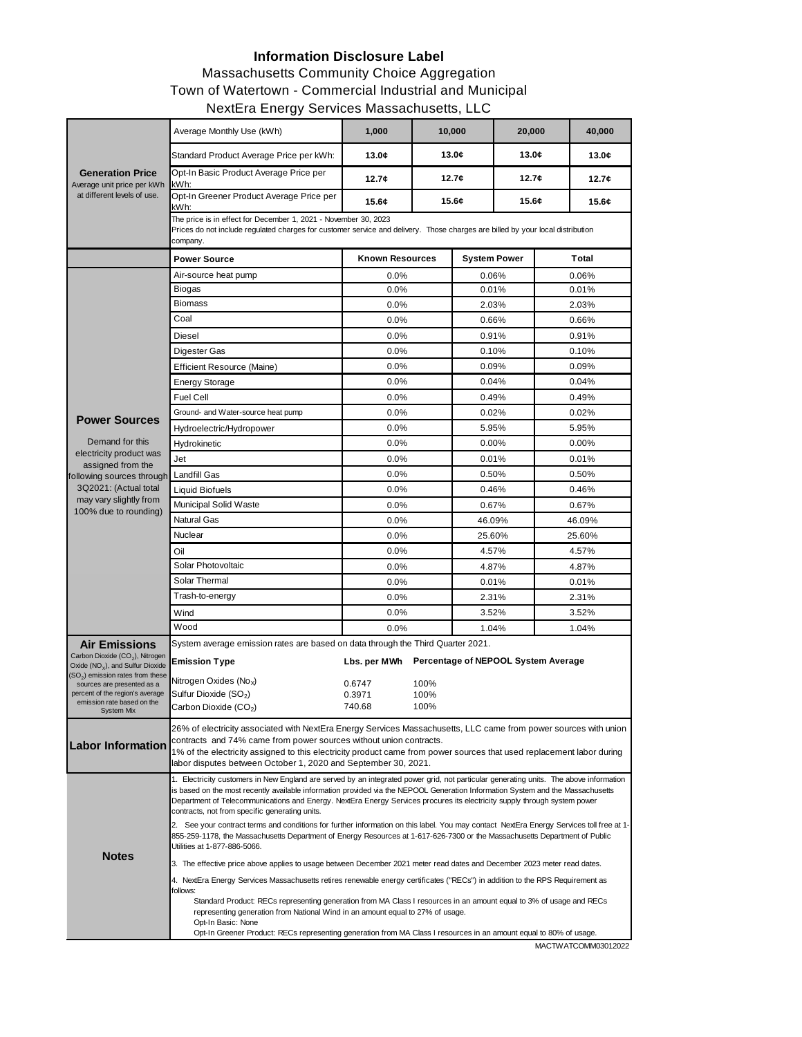# Information Disclosure Label

## Massachusetts Community Choice Aggregation

## Town of Watertown - Commercial Industrial and Municipal

## NextEra Energy Services Massachusetts, LLC

| **Generation Price** Average unit price per kWh at different levels of use. | Average Monthly Use (kWh) | **1,000** | **10,000** | **20,000** | **40,000** |
|---|---|---|---|---|---|
| | Standard Product Average Price per kWh: | **13.0¢** | **13.0¢** | **13.0¢** | **13.0¢** |
| | Opt-In Basic Product Average Price per kWh: | **12.7¢** | **12.7¢** | **12.7¢** | **12.7¢** |
| | Opt-In Greener Product Average Price per kWh: | **15.6¢** | **15.6¢** | **15.6¢** | **15.6¢** |

The price is in effect for December 1, 2021 - November 30, 2023
Prices do not include regulated charges for customer service and delivery. Those charges are billed by your local distribution company.

**Power Sources**

Demand for this electricity product was assigned from the following sources through 3Q2021: (Actual total may vary slightly from 100% due to rounding)

| **Power Source** | **Known Resources** | **System Power** | **Total** |
|---|---|---|---|
| Air-source heat pump | 0.0% | 0.06% | 0.06% |
| Biogas | 0.0% | 0.01% | 0.01% |
| Biomass | 0.0% | 2.03% | 2.03% |
| Coal | 0.0% | 0.66% | 0.66% |
| Diesel | 0.0% | 0.91% | 0.91% |
| Digester Gas | 0.0% | 0.10% | 0.10% |
| Efficient Resource (Maine) | 0.0% | 0.09% | 0.09% |
| Energy Storage | 0.0% | 0.04% | 0.04% |
| Fuel Cell | 0.0% | 0.49% | 0.49% |
| Ground- and Water-source heat pump | 0.0% | 0.02% | 0.02% |
| Hydroelectric/Hydropower | 0.0% | 5.95% | 5.95% |
| Hydrokinetic | 0.0% | 0.00% | 0.00% |
| Jet | 0.0% | 0.01% | 0.01% |
| Landfill Gas | 0.0% | 0.50% | 0.50% |
| Liquid Biofuels | 0.0% | 0.46% | 0.46% |
| Municipal Solid Waste | 0.0% | 0.67% | 0.67% |
| Natural Gas | 0.0% | 46.09% | 46.09% |
| Nuclear | 0.0% | 25.60% | 25.60% |
| Oil | 0.0% | 4.57% | 4.57% |
| Solar Photovoltaic | 0.0% | 4.87% | 4.87% |
| Solar Thermal | 0.0% | 0.01% | 0.01% |
| Trash-to-energy | 0.0% | 2.31% | 2.31% |
| Wind | 0.0% | 3.52% | 3.52% |
| Wood | 0.0% | 1.04% | 1.04% |

**Air Emissions**

Carbon Dioxide ($CO_2$), Nitrogen Oxide ($NO_x$), and Sulfur Dioxide ($SO_2$) emission rates from these sources are presented as a percent of the region's average emission rate based on the System Mix

System average emission rates are based on data through the Third Quarter 2021.

| **Emission Type** | **Lbs. per MWh** | **Percentage of NEPOOL System Average** |
|---|---|---|
| Nitrogen Oxides ($No_x$) | 0.6747 | 100% |
| Sulfur Dioxide ($SO_2$) | 0.3971 | 100% |
| Carbon Dioxide ($CO_2$) | 740.68 | 100% |

**Labor Information**

26% of electricity associated with NextEra Energy Services Massachusetts, LLC came from power sources with union contracts and 74% came from power sources without union contracts.
1% of the electricity assigned to this electricity product came from power sources that used replacement labor during labor disputes between October 1, 2020 and September 30, 2021.

**Notes**

1. Electricity customers in New England are served by an integrated power grid, not particular generating units. The above information is based on the most recently available information provided via the NEPOOL Generation Information System and the Massachusetts Department of Telecommunications and Energy. NextEra Energy Services procures its electricity supply through system power contracts, not from specific generating units.

2. See your contract terms and conditions for further information on this label. You may contact NextEra Energy Services toll free at 1-855-259-1178, the Massachusetts Department of Energy Resources at 1-617-626-7300 or the Massachusetts Department of Public Utilities at 1-877-886-5066.

3. The effective price above applies to usage between December 2021 meter read dates and December 2023 meter read dates.

4. NextEra Energy Services Massachusetts retires renewable energy certificates ("RECs") in addition to the RPS Requirement as follows:
   - Standard Product: RECs representing generation from MA Class I resources in an amount equal to 3% of usage and RECs representing generation from National Wind in an amount equal to 27% of usage.
   - Opt-In Basic: None
   - Opt-In Greener Product: RECs representing generation from MA Class I resources in an amount equal to 80% of usage.

MACTWATCOMM03012022